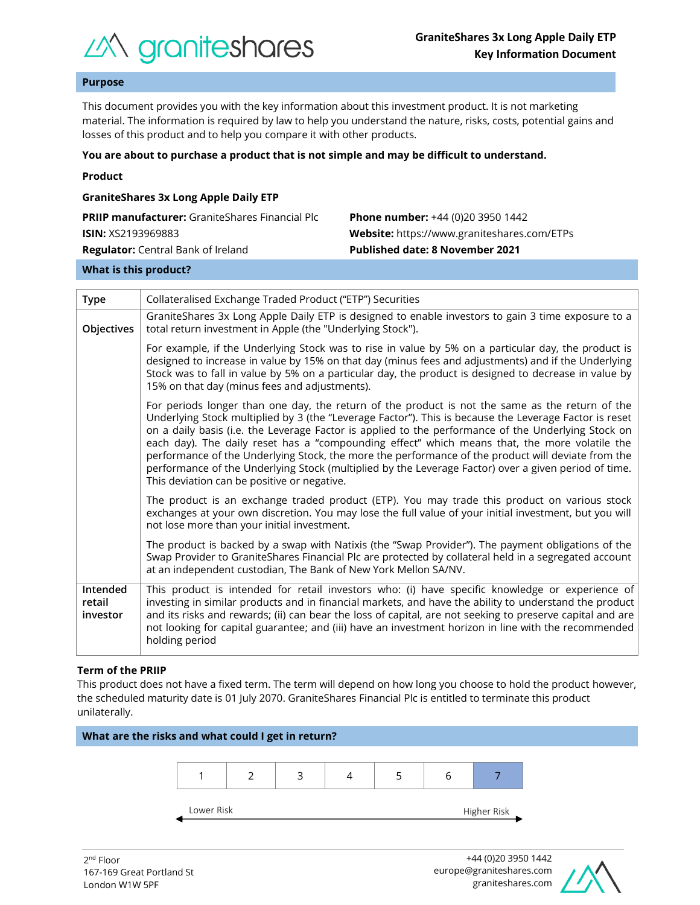**GraniteShares 3x Long Apple Daily ETP**
**Key Information Document**

## Purpose

This document provides you with the key information about this investment product. It is not marketing material. The information is required by law to help you understand the nature, risks, costs, potential gains and losses of this product and to help you compare it with other products.

**You are about to purchase a product that is not simple and may be difficult to understand.**

**Product**

**GraniteShares 3x Long Apple Daily ETP**

**PRIIP manufacturer:** GraniteShares Financial Plc
**ISIN:** XS2193969883
**Regulator:** Central Bank of Ireland

**Phone number:** +44 (0)20 3950 1442
**Website:** https://www.graniteshares.com/ETPs
**Published date: 8 November 2021**

## What is this product?

| | |
|---|---|
| **Type** | Collateralised Exchange Traded Product ("ETP") Securities |
| **Objectives** | GraniteShares 3x Long Apple Daily ETP is designed to enable investors to gain 3 time exposure to a total return investment in Apple (the "Underlying Stock").<br><br>For example, if the Underlying Stock was to rise in value by 5% on a particular day, the product is designed to increase in value by 15% on that day (minus fees and adjustments) and if the Underlying Stock was to fall in value by 5% on a particular day, the product is designed to decrease in value by 15% on that day (minus fees and adjustments).<br><br>For periods longer than one day, the return of the product is not the same as the return of the Underlying Stock multiplied by 3 (the "Leverage Factor"). This is because the Leverage Factor is reset on a daily basis (i.e. the Leverage Factor is applied to the performance of the Underlying Stock on each day). The daily reset has a "compounding effect" which means that, the more volatile the performance of the Underlying Stock, the more the performance of the product will deviate from the performance of the Underlying Stock (multiplied by the Leverage Factor) over a given period of time. This deviation can be positive or negative.<br><br>The product is an exchange traded product (ETP). You may trade this product on various stock exchanges at your own discretion. You may lose the full value of your initial investment, but you will not lose more than your initial investment.<br><br>The product is backed by a swap with Natixis (the "Swap Provider"). The payment obligations of the Swap Provider to GraniteShares Financial Plc are protected by collateral held in a segregated account at an independent custodian, The Bank of New York Mellon SA/NV. |
| **Intended retail investor** | This product is intended for retail investors who: (i) have specific knowledge or experience of investing in similar products and in financial markets, and have the ability to understand the product and its risks and rewards; (ii) can bear the loss of capital, are not seeking to preserve capital and are not looking for capital guarantee; and (iii) have an investment horizon in line with the recommended holding period |

**Term of the PRIIP**

This product does not have a fixed term. The term will depend on how long you choose to hold the product however, the scheduled maturity date is 01 July 2070. GraniteShares Financial Plc is entitled to terminate this product unilaterally.

## What are the risks and what could I get in return?

| 1 | 2 | 3 | 4 | 5 | 6 | **7** |
|---|---|---|---|---|---|---|

Lower Risk ← → Higher Risk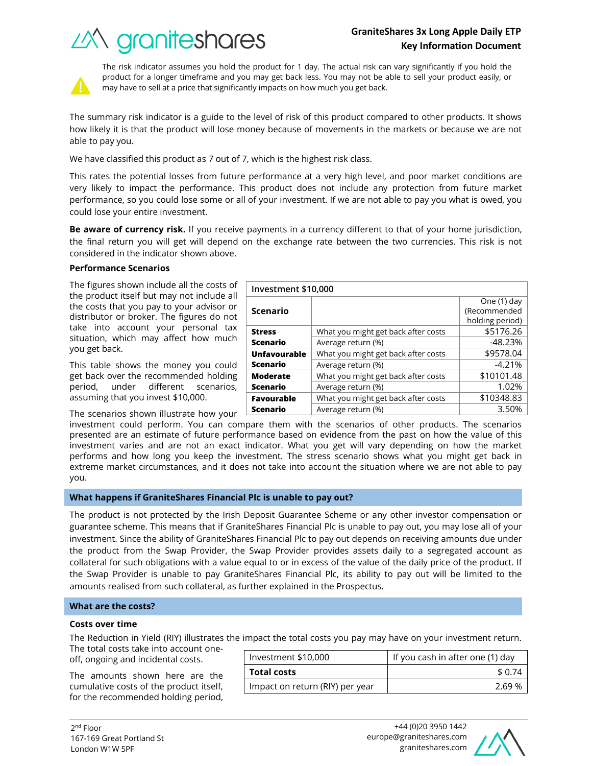The risk indicator assumes you hold the product for 1 day. The actual risk can vary significantly if you hold the product for a longer timeframe and you may get back less. You may not be able to sell your product easily, or may have to sell at a price that significantly impacts on how much you get back.

The summary risk indicator is a guide to the level of risk of this product compared to other products. It shows how likely it is that the product will lose money because of movements in the markets or because we are not able to pay you.

We have classified this product as 7 out of 7, which is the highest risk class.

This rates the potential losses from future performance at a very high level, and poor market conditions are very likely to impact the performance. This product does not include any protection from future market performance, so you could lose some or all of your investment. If we are not able to pay you what is owed, you could lose your entire investment.

**Be aware of currency risk.** If you receive payments in a currency different to that of your home jurisdiction, the final return you will get will depend on the exchange rate between the two currencies. This risk is not considered in the indicator shown above.

**Performance Scenarios**

The figures shown include all the costs of the product itself but may not include all the costs that you pay to your advisor or distributor or broker. The figures do not take into account your personal tax situation, which may affect how much you get back.

This table shows the money you could get back over the recommended holding period, under different scenarios, assuming that you invest $10,000.

| Investment $10,000 | | |
|---|---|---|
| **Scenario** | | One (1) day (Recommended holding period) |
| **Stress Scenario** | What you might get back after costs | $5176.26 |
| | Average return (%) | -48.23% |
| **Unfavourable Scenario** | What you might get back after costs | $9578.04 |
| | Average return (%) | -4.21% |
| **Moderate Scenario** | What you might get back after costs | $10101.48 |
| | Average return (%) | 1.02% |
| **Favourable Scenario** | What you might get back after costs | $10348.83 |
| | Average return (%) | 3.50% |

The scenarios shown illustrate how your investment could perform. You can compare them with the scenarios of other products. The scenarios presented are an estimate of future performance based on evidence from the past on how the value of this investment varies and are not an exact indicator. What you get will vary depending on how the market performs and how long you keep the investment. The stress scenario shows what you might get back in extreme market circumstances, and it does not take into account the situation where we are not able to pay you.

## What happens if GraniteShares Financial Plc is unable to pay out?

The product is not protected by the Irish Deposit Guarantee Scheme or any other investor compensation or guarantee scheme. This means that if GraniteShares Financial Plc is unable to pay out, you may lose all of your investment. Since the ability of GraniteShares Financial Plc to pay out depends on receiving amounts due under the product from the Swap Provider, the Swap Provider provides assets daily to a segregated account as collateral for such obligations with a value equal to or in excess of the value of the daily price of the product. If the Swap Provider is unable to pay GraniteShares Financial Plc, its ability to pay out will be limited to the amounts realised from such collateral, as further explained in the Prospectus.

## What are the costs?

**Costs over time**

The Reduction in Yield (RIY) illustrates the impact the total costs you pay may have on your investment return. The total costs take into account one-off, ongoing and incidental costs.

The amounts shown here are the cumulative costs of the product itself, for the recommended holding period,

| Investment $10,000 | If you cash in after one (1) day |
|---|---|
| **Total costs** | $ 0.74 |
| Impact on return (RIY) per year | 2.69 % |

2nd Floor
167-169 Great Portland St
London W1W 5PF

+44 (0)20 3950 1442
europe@graniteshares.com
graniteshares.com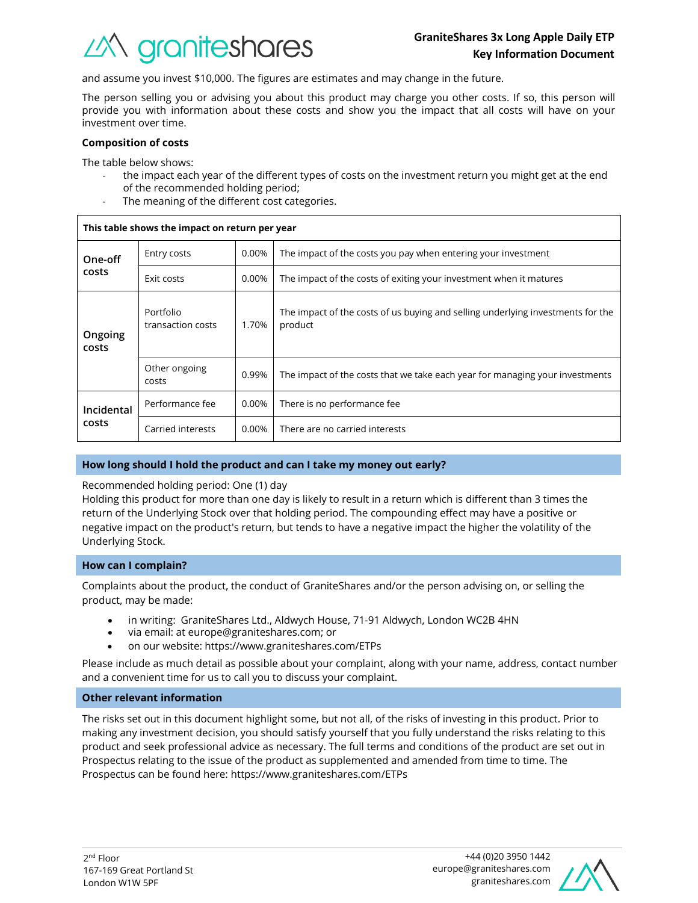and assume you invest $10,000. The figures are estimates and may change in the future.

The person selling you or advising you about this product may charge you other costs. If so, this person will provide you with information about these costs and show you the impact that all costs will have on your investment over time.

**Composition of costs**

The table below shows:

- the impact each year of the different types of costs on the investment return you might get at the end of the recommended holding period;
- The meaning of the different cost categories.

| This table shows the impact on return per year | | | |
|---|---|---|---|
| One-off costs | Entry costs | 0.00% | The impact of the costs you pay when entering your investment |
| | Exit costs | 0.00% | The impact of the costs of exiting your investment when it matures |
| Ongoing costs | Portfolio transaction costs | 1.70% | The impact of the costs of us buying and selling underlying investments for the product |
| | Other ongoing costs | 0.99% | The impact of the costs that we take each year for managing your investments |
| Incidental costs | Performance fee | 0.00% | There is no performance fee |
| | Carried interests | 0.00% | There are no carried interests |

## How long should I hold the product and can I take my money out early?

Recommended holding period: One (1) day
Holding this product for more than one day is likely to result in a return which is different than 3 times the return of the Underlying Stock over that holding period. The compounding effect may have a positive or negative impact on the product's return, but tends to have a negative impact the higher the volatility of the Underlying Stock.

## How can I complain?

Complaints about the product, the conduct of GraniteShares and/or the person advising on, or selling the product, may be made:

- in writing: GraniteShares Ltd., Aldwych House, 71-91 Aldwych, London WC2B 4HN
- via email: at europe@graniteshares.com; or
- on our website: https://www.graniteshares.com/ETPs

Please include as much detail as possible about your complaint, along with your name, address, contact number and a convenient time for us to call you to discuss your complaint.

## Other relevant information

The risks set out in this document highlight some, but not all, of the risks of investing in this product. Prior to making any investment decision, you should satisfy yourself that you fully understand the risks relating to this product and seek professional advice as necessary. The full terms and conditions of the product are set out in Prospectus relating to the issue of the product as supplemented and amended from time to time. The Prospectus can be found here: https://www.graniteshares.com/ETPs